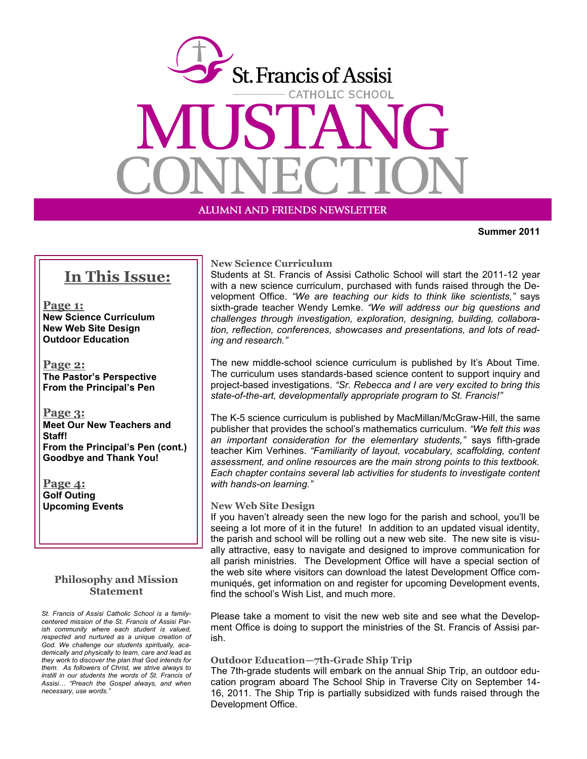# St. Francis of Assisi Catholic School

# MUSTANG CONNECTION

ALUMNI AND FRIENDS NEWSLETTER

**Summer 2011**

## In This Issue:

**Page 1:**
**New Science Curriculum**
**New Web Site Design**
**Outdoor Education**

**Page 2:**
**The Pastor's Perspective**
**From the Principal's Pen**

**Page 3:**
**Meet Our New Teachers and Staff!**
**From the Principal's Pen (cont.)**
**Goodbye and Thank You!**

**Page 4:**
**Golf Outing**
**Upcoming Events**

### Philosophy and Mission Statement

*St. Francis of Assisi Catholic School is a family-centered mission of the St. Francis of Assisi Parish community where each student is valued, respected and nurtured as a unique creation of God. We challenge our students spiritually, academically and physically to learn, care and lead as they work to discover the plan that God intends for them. As followers of Christ, we strive always to instill in our students the words of St. Francis of Assisi… "Preach the Gospel always, and when necessary, use words."*

### New Science Curriculum

Students at St. Francis of Assisi Catholic School will start the 2011-12 year with a new science curriculum, purchased with funds raised through the Development Office. *"We are teaching our kids to think like scientists,"* says sixth-grade teacher Wendy Lemke. *"We will address our big questions and challenges through investigation, exploration, designing, building, collaboration, reflection, conferences, showcases and presentations, and lots of reading and research."*

The new middle-school science curriculum is published by It's About Time. The curriculum uses standards-based science content to support inquiry and project-based investigations. *"Sr. Rebecca and I are very excited to bring this state-of-the-art, developmentally appropriate program to St. Francis!"*

The K-5 science curriculum is published by MacMillan/McGraw-Hill, the same publisher that provides the school's mathematics curriculum. *"We felt this was an important consideration for the elementary students,"* says fifth-grade teacher Kim Verhines. *"Familiarity of layout, vocabulary, scaffolding, content assessment, and online resources are the main strong points to this textbook. Each chapter contains several lab activities for students to investigate content with hands-on learning."*

### New Web Site Design

If you haven't already seen the new logo for the parish and school, you'll be seeing a lot more of it in the future! In addition to an updated visual identity, the parish and school will be rolling out a new web site. The new site is visually attractive, easy to navigate and designed to improve communication for all parish ministries. The Development Office will have a special section of the web site where visitors can download the latest Development Office communiqués, get information on and register for upcoming Development events, find the school's Wish List, and much more.

Please take a moment to visit the new web site and see what the Development Office is doing to support the ministries of the St. Francis of Assisi parish.

### Outdoor Education—7th-Grade Ship Trip

The 7th-grade students will embark on the annual Ship Trip, an outdoor education program aboard The School Ship in Traverse City on September 14-16, 2011. The Ship Trip is partially subsidized with funds raised through the Development Office.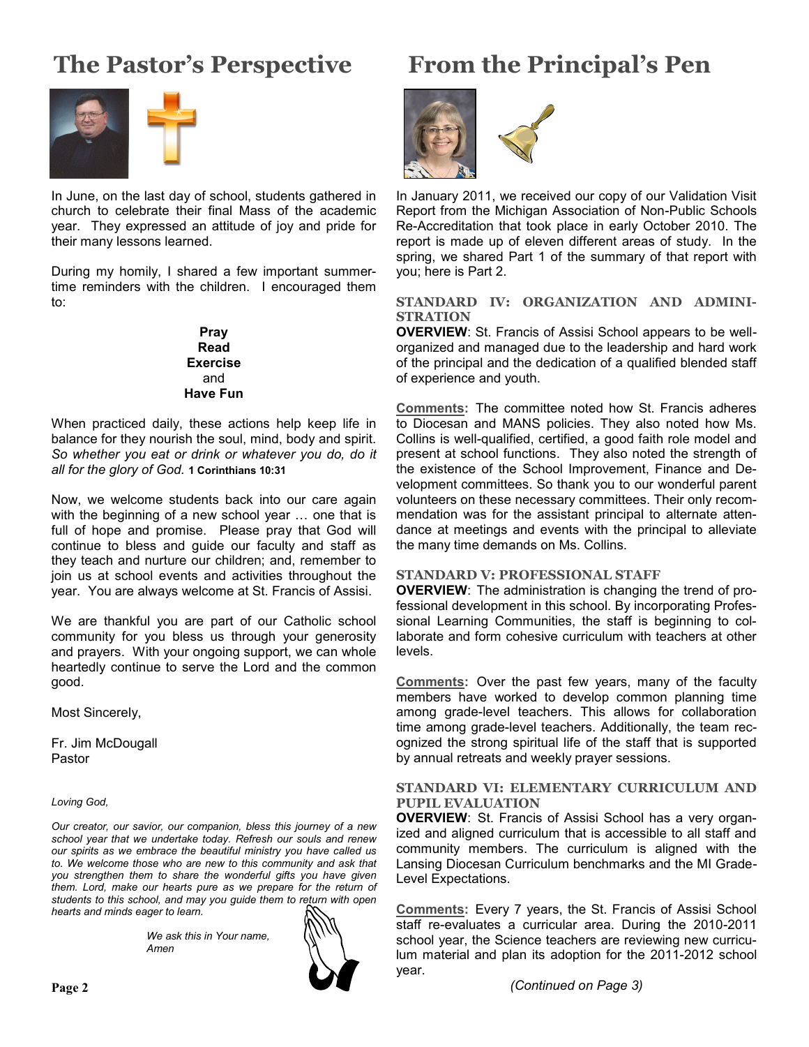# The Pastor's Perspective

In June, on the last day of school, students gathered in church to celebrate their final Mass of the academic year. They expressed an attitude of joy and pride for their many lessons learned.

During my homily, I shared a few important summertime reminders with the children. I encouraged them to:

**Pray**
**Read**
**Exercise**
and
**Have Fun**

When practiced daily, these actions help keep life in balance for they nourish the soul, mind, body and spirit. *So whether you eat or drink or whatever you do, do it all for the glory of God.* **1 Corinthians 10:31**

Now, we welcome students back into our care again with the beginning of a new school year … one that is full of hope and promise. Please pray that God will continue to bless and guide our faculty and staff as they teach and nurture our children; and, remember to join us at school events and activities throughout the year. You are always welcome at St. Francis of Assisi.

We are thankful you are part of our Catholic school community for you bless us through your generosity and prayers. With your ongoing support, we can whole heartedly continue to serve the Lord and the common good.

Most Sincerely,

Fr. Jim McDougall
Pastor

*Loving God,*

*Our creator, our savior, our companion, bless this journey of a new school year that we undertake today. Refresh our souls and renew our spirits as we embrace the beautiful ministry you have called us to. We welcome those who are new to this community and ask that you strengthen them to share the wonderful gifts you have given them. Lord, make our hearts pure as we prepare for the return of students to this school, and may you guide them to return with open hearts and minds eager to learn.*

*We ask this in Your name,*
*Amen*

# From the Principal's Pen

In January 2011, we received our copy of our Validation Visit Report from the Michigan Association of Non-Public Schools Re-Accreditation that took place in early October 2010. The report is made up of eleven different areas of study. In the spring, we shared Part 1 of the summary of that report with you; here is Part 2.

### STANDARD IV: ORGANIZATION AND ADMINISTRATION

**OVERVIEW**: St. Francis of Assisi School appears to be well-organized and managed due to the leadership and hard work of the principal and the dedication of a qualified blended staff of experience and youth.

**Comments:** The committee noted how St. Francis adheres to Diocesan and MANS policies. They also noted how Ms. Collins is well-qualified, certified, a good faith role model and present at school functions. They also noted the strength of the existence of the School Improvement, Finance and Development committees. So thank you to our wonderful parent volunteers on these necessary committees. Their only recommendation was for the assistant principal to alternate attendance at meetings and events with the principal to alleviate the many time demands on Ms. Collins.

### STANDARD V: PROFESSIONAL STAFF

**OVERVIEW**: The administration is changing the trend of professional development in this school. By incorporating Professional Learning Communities, the staff is beginning to collaborate and form cohesive curriculum with teachers at other levels.

**Comments:** Over the past few years, many of the faculty members have worked to develop common planning time among grade-level teachers. This allows for collaboration time among grade-level teachers. Additionally, the team recognized the strong spiritual life of the staff that is supported by annual retreats and weekly prayer sessions.

### STANDARD VI: ELEMENTARY CURRICULUM AND PUPIL EVALUATION

**OVERVIEW**: St. Francis of Assisi School has a very organized and aligned curriculum that is accessible to all staff and community members. The curriculum is aligned with the Lansing Diocesan Curriculum benchmarks and the MI Grade-Level Expectations.

**Comments:** Every 7 years, the St. Francis of Assisi School staff re-evaluates a curricular area. During the 2010-2011 school year, the Science teachers are reviewing new curriculum material and plan its adoption for the 2011-2012 school year.

*(Continued on Page 3)*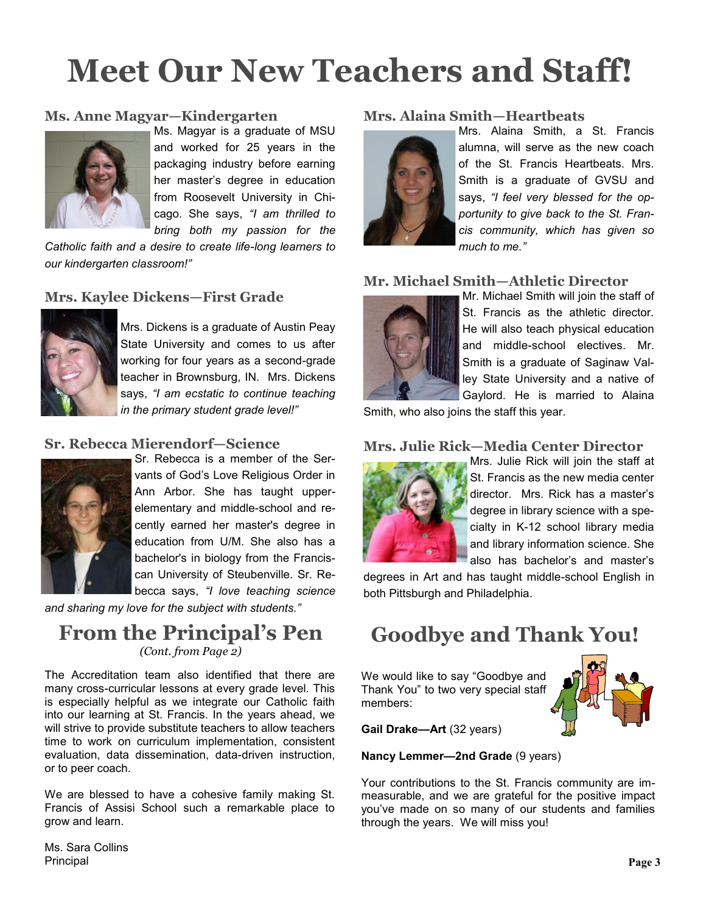# Meet Our New Teachers and Staff!

### Ms. Anne Magyar—Kindergarten

Ms. Magyar is a graduate of MSU and worked for 25 years in the packaging industry before earning her master's degree in education from Roosevelt University in Chicago. She says, *"I am thrilled to bring both my passion for the Catholic faith and a desire to create life-long learners to our kindergarten classroom!"*

### Mrs. Kaylee Dickens—First Grade

Mrs. Dickens is a graduate of Austin Peay State University and comes to us after working for four years as a second-grade teacher in Brownsburg, IN. Mrs. Dickens says, *"I am ecstatic to continue teaching in the primary student grade level!"*

### Sr. Rebecca Mierendorf—Science

Sr. Rebecca is a member of the Servants of God's Love Religious Order in Ann Arbor. She has taught upper-elementary and middle-school and recently earned her master's degree in education from U/M. She also has a bachelor's in biology from the Franciscan University of Steubenville. Sr. Rebecca says, *"I love teaching science and sharing my love for the subject with students."*

### Mrs. Alaina Smith—Heartbeats

Mrs. Alaina Smith, a St. Francis alumna, will serve as the new coach of the St. Francis Heartbeats. Mrs. Smith is a graduate of GVSU and says, *"I feel very blessed for the opportunity to give back to the St. Francis community, which has given so much to me."*

### Mr. Michael Smith—Athletic Director

Mr. Michael Smith will join the staff of St. Francis as the athletic director. He will also teach physical education and middle-school electives. Mr. Smith is a graduate of Saginaw Valley State University and a native of Gaylord. He is married to Alaina Smith, who also joins the staff this year.

### Mrs. Julie Rick—Media Center Director

Mrs. Julie Rick will join the staff at St. Francis as the new media center director. Mrs. Rick has a master's degree in library science with a specialty in K-12 school library media and library information science. She also has bachelor's and master's degrees in Art and has taught middle-school English in both Pittsburgh and Philadelphia.

## From the Principal's Pen

*(Cont. from Page 2)*

The Accreditation team also identified that there are many cross-curricular lessons at every grade level. This is especially helpful as we integrate our Catholic faith into our learning at St. Francis. In the years ahead, we will strive to provide substitute teachers to allow teachers time to work on curriculum implementation, consistent evaluation, data dissemination, data-driven instruction, or to peer coach.

We are blessed to have a cohesive family making St. Francis of Assisi School such a remarkable place to grow and learn.

Ms. Sara Collins
Principal

## Goodbye and Thank You!

We would like to say "Goodbye and Thank You" to two very special staff members:

**Gail Drake—Art** (32 years)

**Nancy Lemmer—2nd Grade** (9 years)

Your contributions to the St. Francis community are immeasurable, and we are grateful for the positive impact you've made on so many of our students and families through the years. We will miss you!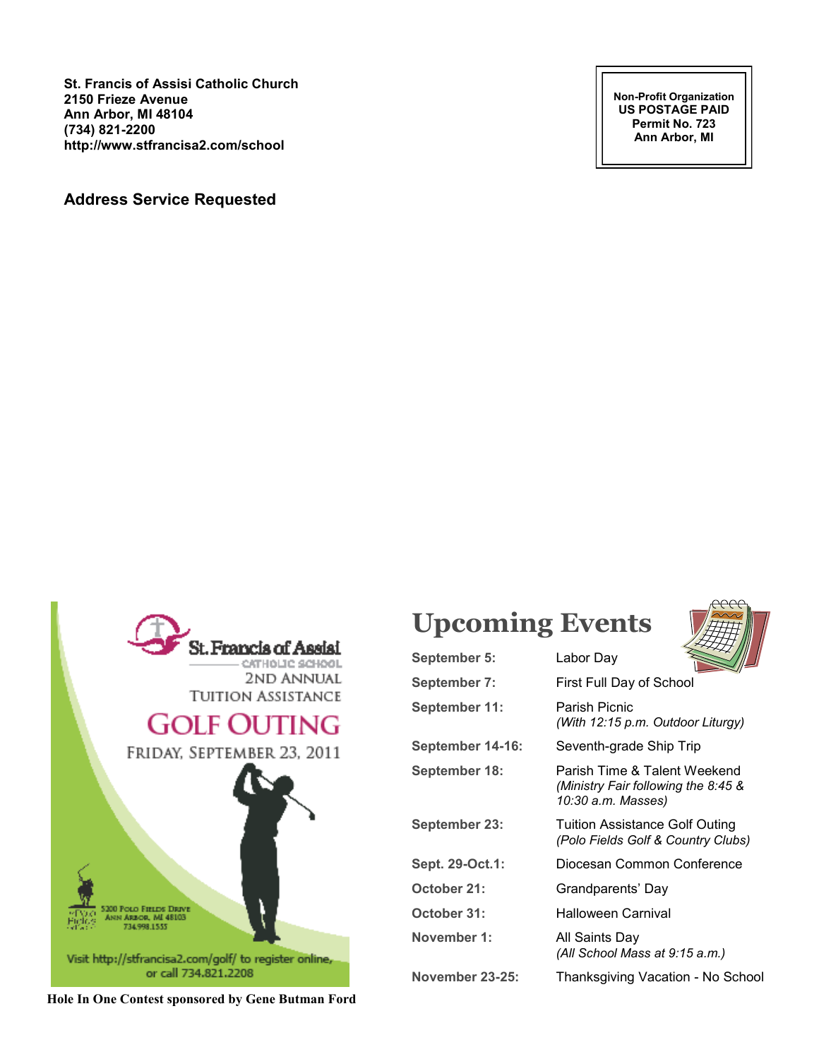**St. Francis of Assisi Catholic Church**
**2150 Frieze Avenue**
**Ann Arbor, MI 48104**
**(734) 821-2200**
**http://www.stfrancisa2.com/school**

**Address Service Requested**

**Non-Profit Organization**
**US POSTAGE PAID**
**Permit No. 723**
**Ann Arbor, MI**

St. Francis of Assisi
CATHOLIC SCHOOL
2ND ANNUAL
TUITION ASSISTANCE
GOLF OUTING
FRIDAY, SEPTEMBER 23, 2011

5200 Polo Fields Drive
Ann Arbor, MI 48103
734.998.1555

Visit http://stfrancisa2.com/golf/ to register online, or call 734.821.2208

**Hole In One Contest sponsored by Gene Butman Ford**

# Upcoming Events

| | |
|---|---|
| **September 5:** | Labor Day |
| **September 7:** | First Full Day of School |
| **September 11:** | Parish Picnic *(With 12:15 p.m. Outdoor Liturgy)* |
| **September 14-16:** | Seventh-grade Ship Trip |
| **September 18:** | Parish Time & Talent Weekend *(Ministry Fair following the 8:45 & 10:30 a.m. Masses)* |
| **September 23:** | Tuition Assistance Golf Outing *(Polo Fields Golf & Country Clubs)* |
| **Sept. 29-Oct.1:** | Diocesan Common Conference |
| **October 21:** | Grandparents' Day |
| **October 31:** | Halloween Carnival |
| **November 1:** | All Saints Day *(All School Mass at 9:15 a.m.)* |
| **November 23-25:** | Thanksgiving Vacation - No School |